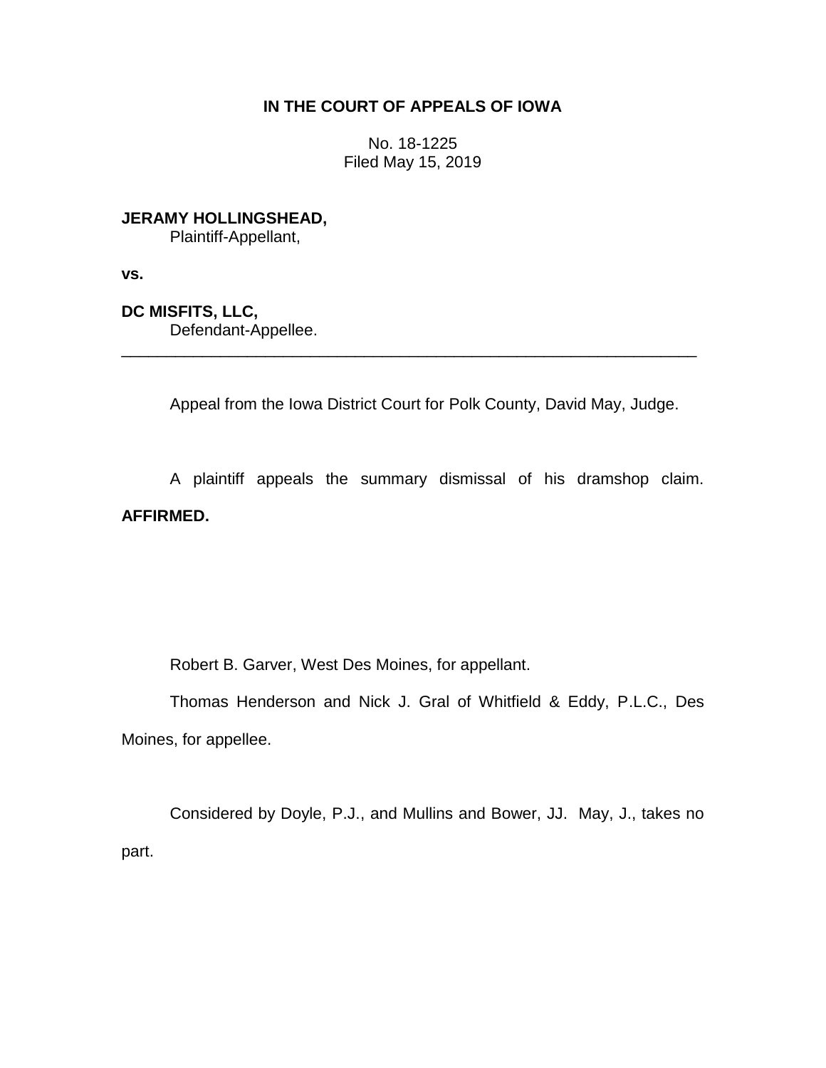# IN THE COURT OF APPEALS OF IOWA

No. 18-1225
Filed May 15, 2019

**JERAMY HOLLINGSHEAD,**
Plaintiff-Appellant,

**vs.**

**DC MISFITS, LLC,**
Defendant-Appellee.

---

Appeal from the Iowa District Court for Polk County, David May, Judge.

A plaintiff appeals the summary dismissal of his dramshop claim. **AFFIRMED.**

Robert B. Garver, West Des Moines, for appellant.

Thomas Henderson and Nick J. Gral of Whitfield & Eddy, P.L.C., Des Moines, for appellee.

Considered by Doyle, P.J., and Mullins and Bower, JJ. May, J., takes no part.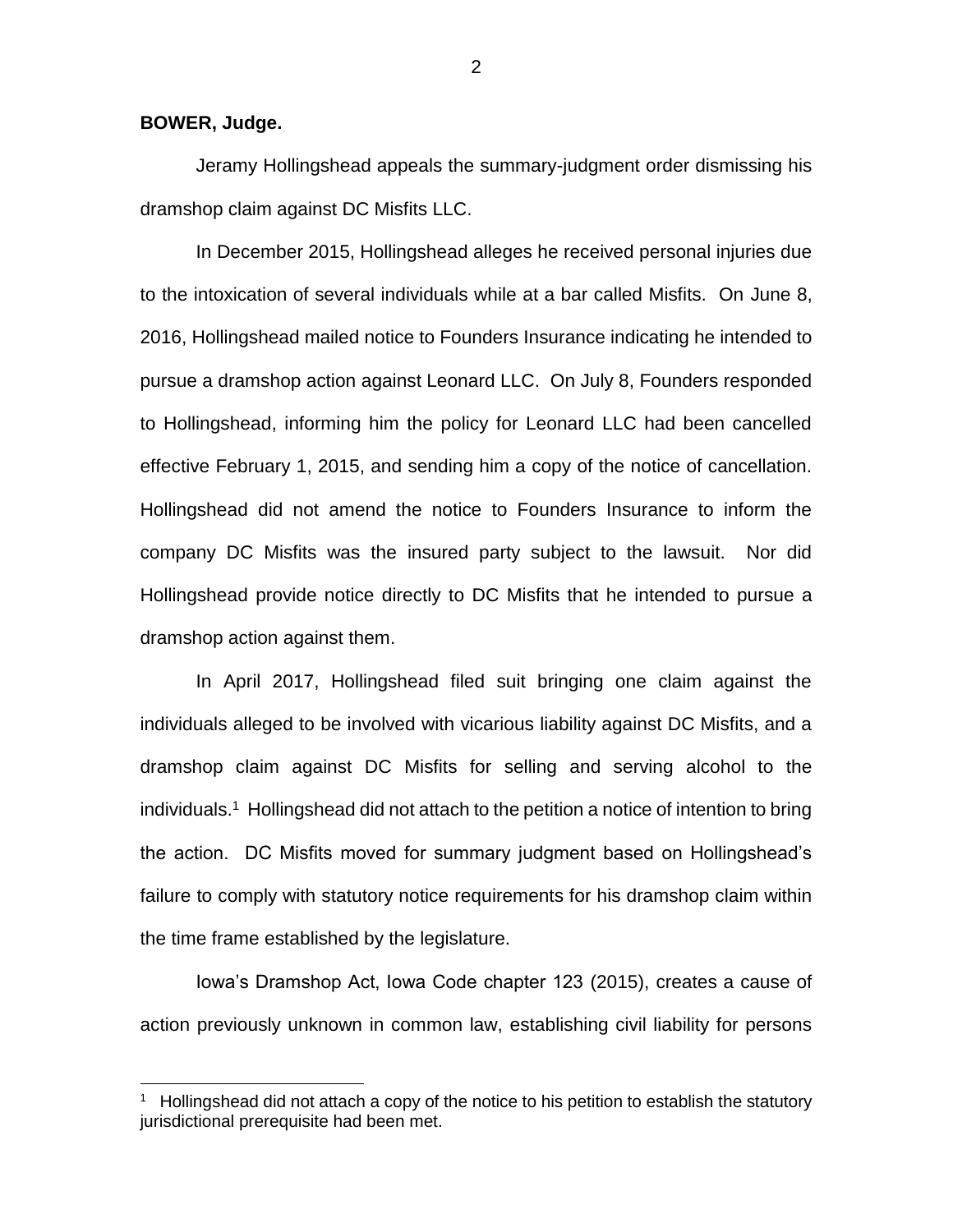**BOWER, Judge.**

Jeramy Hollingshead appeals the summary-judgment order dismissing his dramshop claim against DC Misfits LLC.

In December 2015, Hollingshead alleges he received personal injuries due to the intoxication of several individuals while at a bar called Misfits. On June 8, 2016, Hollingshead mailed notice to Founders Insurance indicating he intended to pursue a dramshop action against Leonard LLC. On July 8, Founders responded to Hollingshead, informing him the policy for Leonard LLC had been cancelled effective February 1, 2015, and sending him a copy of the notice of cancellation. Hollingshead did not amend the notice to Founders Insurance to inform the company DC Misfits was the insured party subject to the lawsuit. Nor did Hollingshead provide notice directly to DC Misfits that he intended to pursue a dramshop action against them.

In April 2017, Hollingshead filed suit bringing one claim against the individuals alleged to be involved with vicarious liability against DC Misfits, and a dramshop claim against DC Misfits for selling and serving alcohol to the individuals.[1] Hollingshead did not attach to the petition a notice of intention to bring the action. DC Misfits moved for summary judgment based on Hollingshead's failure to comply with statutory notice requirements for his dramshop claim within the time frame established by the legislature.

Iowa's Dramshop Act, Iowa Code chapter 123 (2015), creates a cause of action previously unknown in common law, establishing civil liability for persons

---

[1] Hollingshead did not attach a copy of the notice to his petition to establish the statutory jurisdictional prerequisite had been met.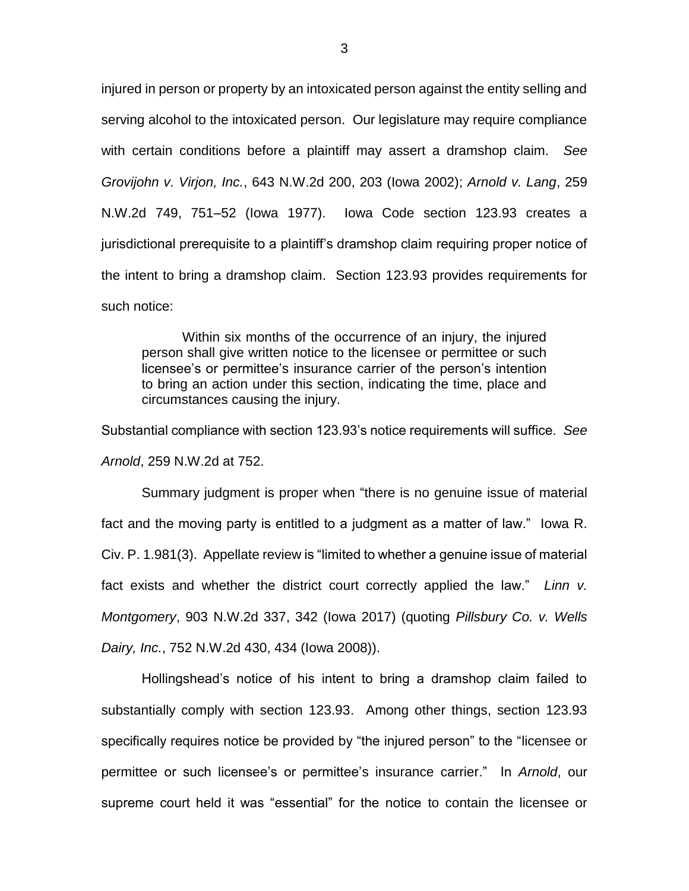injured in person or property by an intoxicated person against the entity selling and serving alcohol to the intoxicated person. Our legislature may require compliance with certain conditions before a plaintiff may assert a dramshop claim. *See Grovijohn v. Virjon, Inc.*, 643 N.W.2d 200, 203 (Iowa 2002); *Arnold v. Lang*, 259 N.W.2d 749, 751–52 (Iowa 1977). Iowa Code section 123.93 creates a jurisdictional prerequisite to a plaintiff's dramshop claim requiring proper notice of the intent to bring a dramshop claim. Section 123.93 provides requirements for such notice:

> Within six months of the occurrence of an injury, the injured person shall give written notice to the licensee or permittee or such licensee's or permittee's insurance carrier of the person's intention to bring an action under this section, indicating the time, place and circumstances causing the injury.

Substantial compliance with section 123.93's notice requirements will suffice. *See Arnold*, 259 N.W.2d at 752.

Summary judgment is proper when "there is no genuine issue of material fact and the moving party is entitled to a judgment as a matter of law." Iowa R. Civ. P. 1.981(3). Appellate review is "limited to whether a genuine issue of material fact exists and whether the district court correctly applied the law." *Linn v. Montgomery*, 903 N.W.2d 337, 342 (Iowa 2017) (quoting *Pillsbury Co. v. Wells Dairy, Inc.*, 752 N.W.2d 430, 434 (Iowa 2008)).

Hollingshead's notice of his intent to bring a dramshop claim failed to substantially comply with section 123.93. Among other things, section 123.93 specifically requires notice be provided by "the injured person" to the "licensee or permittee or such licensee's or permittee's insurance carrier." In *Arnold*, our supreme court held it was "essential" for the notice to contain the licensee or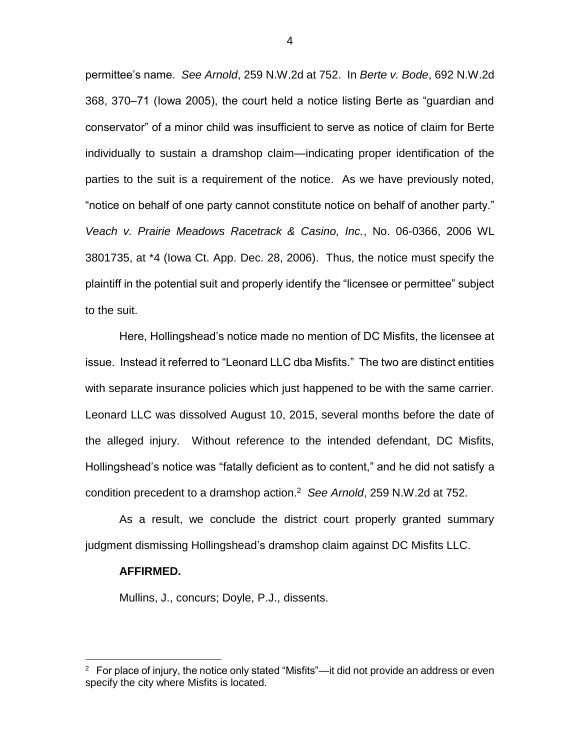permittee's name. *See Arnold*, 259 N.W.2d at 752. In *Berte v. Bode*, 692 N.W.2d 368, 370–71 (Iowa 2005), the court held a notice listing Berte as "guardian and conservator" of a minor child was insufficient to serve as notice of claim for Berte individually to sustain a dramshop claim—indicating proper identification of the parties to the suit is a requirement of the notice. As we have previously noted, "notice on behalf of one party cannot constitute notice on behalf of another party." *Veach v. Prairie Meadows Racetrack & Casino, Inc.*, No. 06-0366, 2006 WL 3801735, at *4 (Iowa Ct. App. Dec. 28, 2006). Thus, the notice must specify the plaintiff in the potential suit and properly identify the "licensee or permittee" subject to the suit.

Here, Hollingshead's notice made no mention of DC Misfits, the licensee at issue. Instead it referred to "Leonard LLC dba Misfits." The two are distinct entities with separate insurance policies which just happened to be with the same carrier. Leonard LLC was dissolved August 10, 2015, several months before the date of the alleged injury. Without reference to the intended defendant, DC Misfits, Hollingshead's notice was "fatally deficient as to content," and he did not satisfy a condition precedent to a dramshop action.[2] *See Arnold*, 259 N.W.2d at 752.

As a result, we conclude the district court properly granted summary judgment dismissing Hollingshead's dramshop claim against DC Misfits LLC.

**AFFIRMED.**

Mullins, J., concurs; Doyle, P.J., dissents.

---

[2] For place of injury, the notice only stated "Misfits"—it did not provide an address or even specify the city where Misfits is located.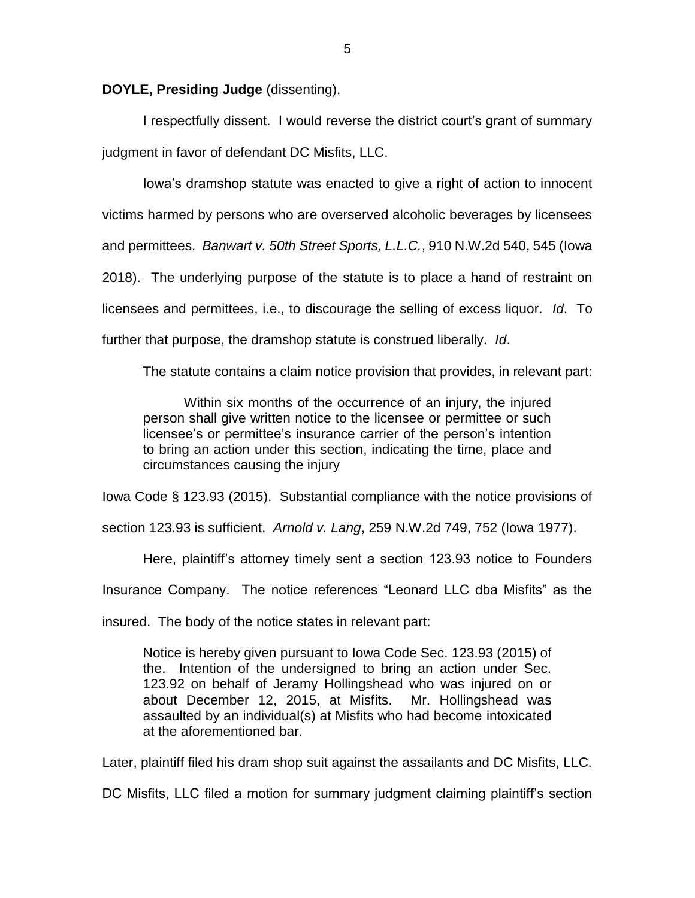**DOYLE, Presiding Judge** (dissenting).

I respectfully dissent. I would reverse the district court's grant of summary judgment in favor of defendant DC Misfits, LLC.

Iowa's dramshop statute was enacted to give a right of action to innocent victims harmed by persons who are overserved alcoholic beverages by licensees and permittees. *Banwart v. 50th Street Sports, L.L.C.*, 910 N.W.2d 540, 545 (Iowa 2018). The underlying purpose of the statute is to place a hand of restraint on licensees and permittees, i.e., to discourage the selling of excess liquor. *Id*. To further that purpose, the dramshop statute is construed liberally. *Id*.

The statute contains a claim notice provision that provides, in relevant part:

> Within six months of the occurrence of an injury, the injured person shall give written notice to the licensee or permittee or such licensee's or permittee's insurance carrier of the person's intention to bring an action under this section, indicating the time, place and circumstances causing the injury

Iowa Code § 123.93 (2015). Substantial compliance with the notice provisions of section 123.93 is sufficient. *Arnold v. Lang*, 259 N.W.2d 749, 752 (Iowa 1977).

Here, plaintiff's attorney timely sent a section 123.93 notice to Founders Insurance Company. The notice references "Leonard LLC dba Misfits" as the insured. The body of the notice states in relevant part:

> Notice is hereby given pursuant to Iowa Code Sec. 123.93 (2015) of the. Intention of the undersigned to bring an action under Sec. 123.92 on behalf of Jeramy Hollingshead who was injured on or about December 12, 2015, at Misfits. Mr. Hollingshead was assaulted by an individual(s) at Misfits who had become intoxicated at the aforementioned bar.

Later, plaintiff filed his dram shop suit against the assailants and DC Misfits, LLC. DC Misfits, LLC filed a motion for summary judgment claiming plaintiff's section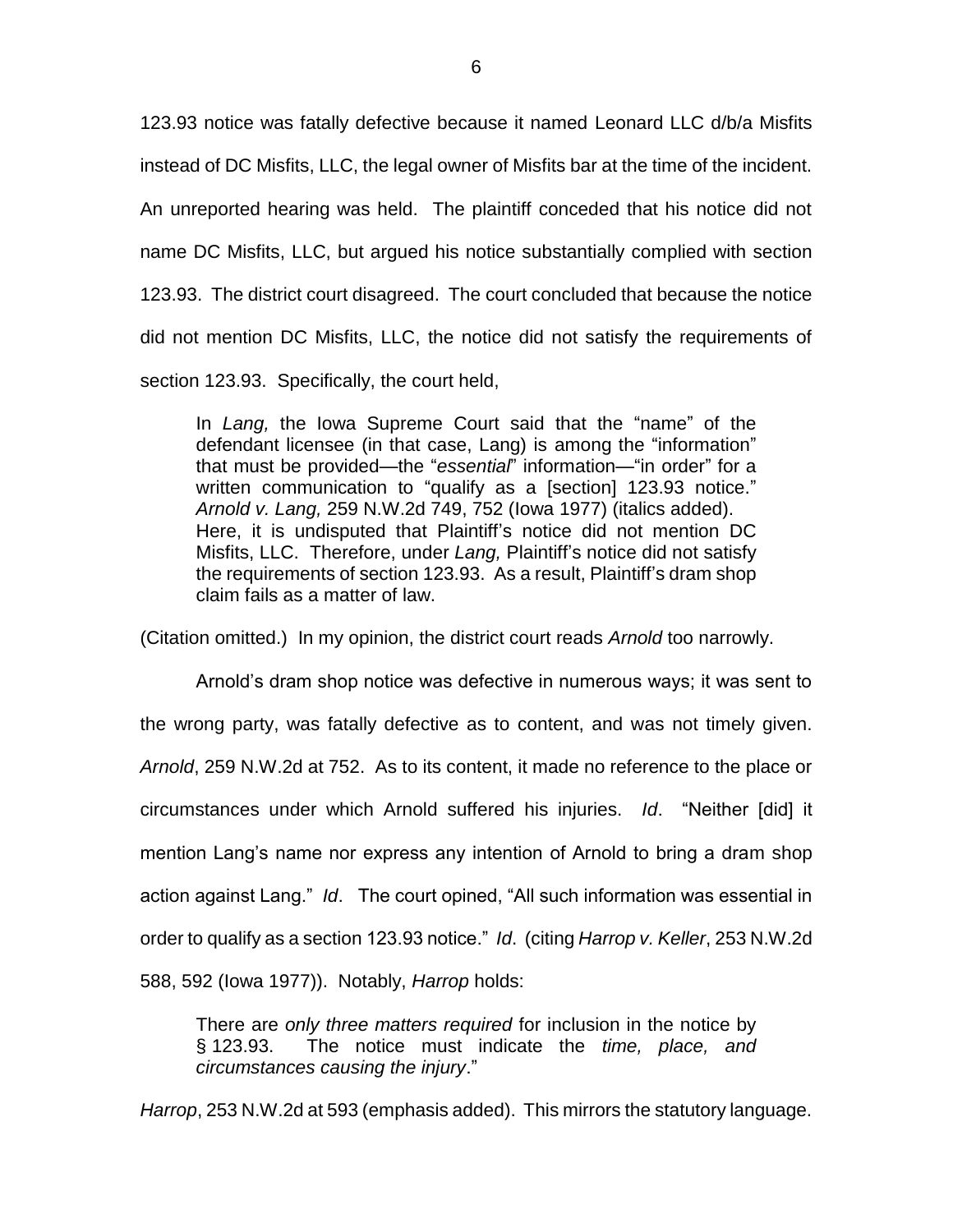123.93 notice was fatally defective because it named Leonard LLC d/b/a Misfits instead of DC Misfits, LLC, the legal owner of Misfits bar at the time of the incident. An unreported hearing was held. The plaintiff conceded that his notice did not name DC Misfits, LLC, but argued his notice substantially complied with section 123.93. The district court disagreed. The court concluded that because the notice did not mention DC Misfits, LLC, the notice did not satisfy the requirements of section 123.93. Specifically, the court held,

> In *Lang,* the Iowa Supreme Court said that the "name" of the defendant licensee (in that case, Lang) is among the "information" that must be provided—the "*essential*" information—"in order" for a written communication to "qualify as a [section] 123.93 notice." *Arnold v. Lang,* 259 N.W.2d 749, 752 (Iowa 1977) (italics added). Here, it is undisputed that Plaintiff's notice did not mention DC Misfits, LLC. Therefore, under *Lang,* Plaintiff's notice did not satisfy the requirements of section 123.93. As a result, Plaintiff's dram shop claim fails as a matter of law.

(Citation omitted.) In my opinion, the district court reads *Arnold* too narrowly.

Arnold's dram shop notice was defective in numerous ways; it was sent to the wrong party, was fatally defective as to content, and was not timely given. *Arnold*, 259 N.W.2d at 752. As to its content, it made no reference to the place or circumstances under which Arnold suffered his injuries. *Id*. "Neither [did] it mention Lang's name nor express any intention of Arnold to bring a dram shop action against Lang." *Id*. The court opined, "All such information was essential in order to qualify as a section 123.93 notice." *Id*. (citing *Harrop v. Keller*, 253 N.W.2d 588, 592 (Iowa 1977)). Notably, *Harrop* holds:

> There are *only three matters required* for inclusion in the notice by § 123.93. The notice must indicate the *time, place, and circumstances causing the injury*."

*Harrop*, 253 N.W.2d at 593 (emphasis added). This mirrors the statutory language.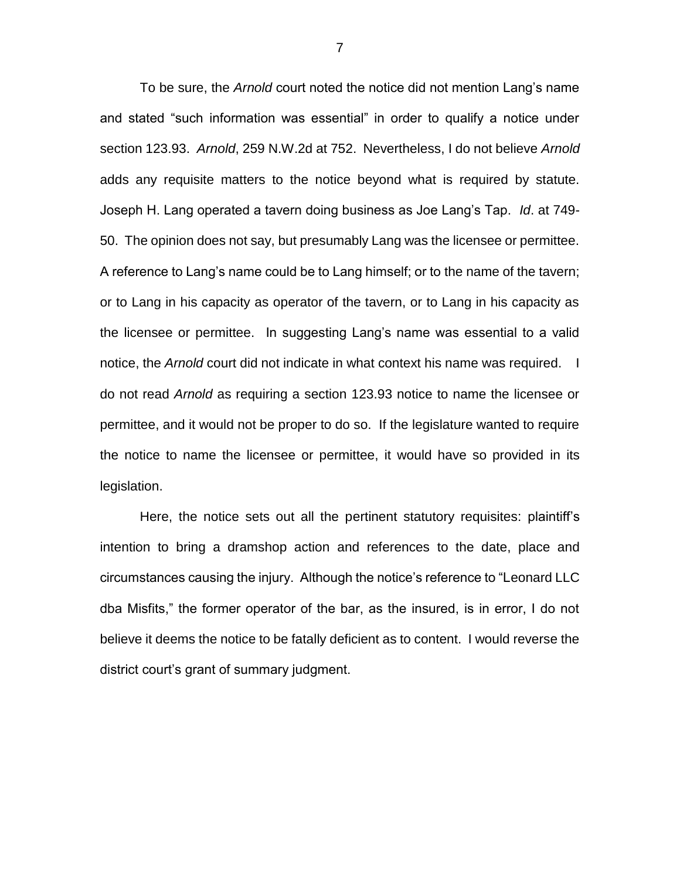To be sure, the *Arnold* court noted the notice did not mention Lang's name and stated "such information was essential" in order to qualify a notice under section 123.93. *Arnold*, 259 N.W.2d at 752. Nevertheless, I do not believe *Arnold* adds any requisite matters to the notice beyond what is required by statute. Joseph H. Lang operated a tavern doing business as Joe Lang's Tap. *Id*. at 749-50. The opinion does not say, but presumably Lang was the licensee or permittee. A reference to Lang's name could be to Lang himself; or to the name of the tavern; or to Lang in his capacity as operator of the tavern, or to Lang in his capacity as the licensee or permittee. In suggesting Lang's name was essential to a valid notice, the *Arnold* court did not indicate in what context his name was required. I do not read *Arnold* as requiring a section 123.93 notice to name the licensee or permittee, and it would not be proper to do so. If the legislature wanted to require the notice to name the licensee or permittee, it would have so provided in its legislation.

Here, the notice sets out all the pertinent statutory requisites: plaintiff's intention to bring a dramshop action and references to the date, place and circumstances causing the injury. Although the notice's reference to "Leonard LLC dba Misfits," the former operator of the bar, as the insured, is in error, I do not believe it deems the notice to be fatally deficient as to content. I would reverse the district court's grant of summary judgment.